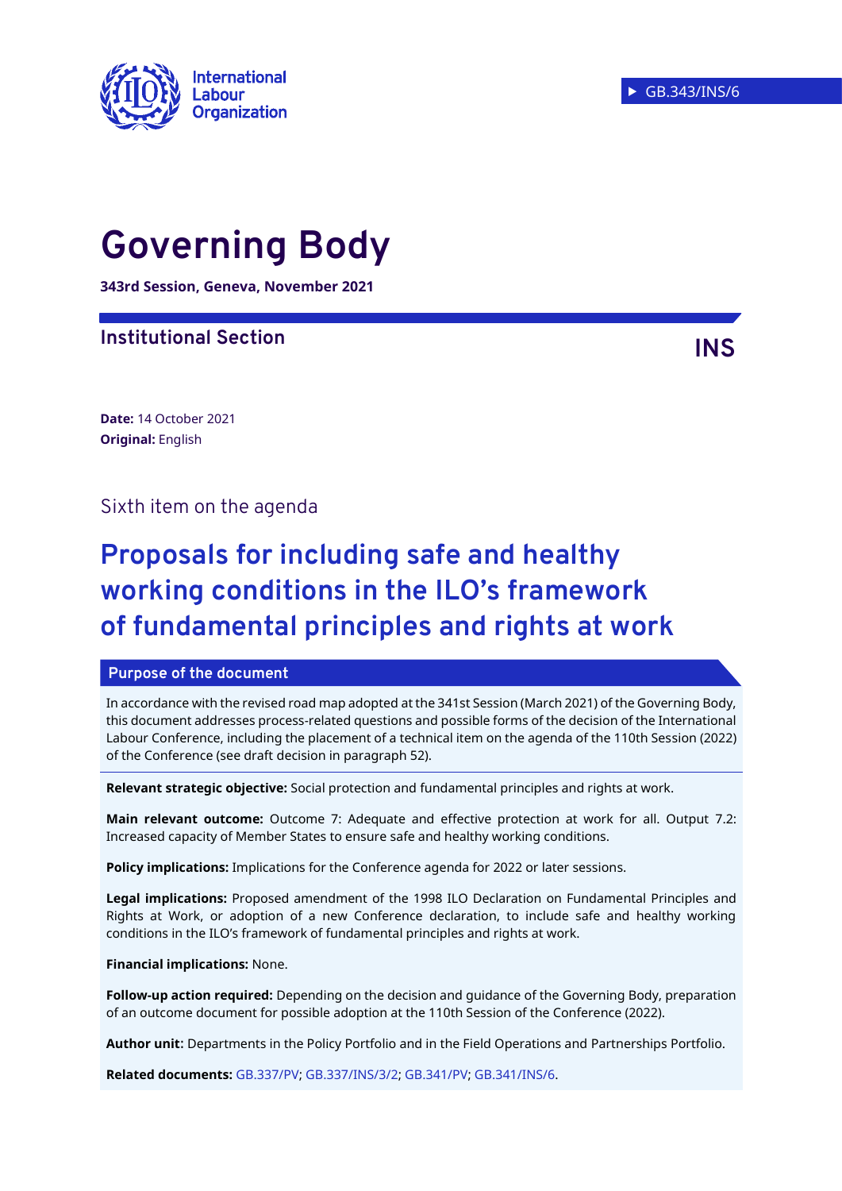International Labour Organization

GB.343/INS/6

# Governing Body

**343rd Session, Geneva, November 2021**

## Institutional Section

**INS**

**Date:** 14 October 2021
**Original:** English

Sixth item on the agenda

# Proposals for including safe and healthy working conditions in the ILO's framework of fundamental principles and rights at work

### Purpose of the document

In accordance with the revised road map adopted at the 341st Session (March 2021) of the Governing Body, this document addresses process-related questions and possible forms of the decision of the International Labour Conference, including the placement of a technical item on the agenda of the 110th Session (2022) of the Conference (see draft decision in paragraph 52).

**Relevant strategic objective:** Social protection and fundamental principles and rights at work.

**Main relevant outcome:** Outcome 7: Adequate and effective protection at work for all. Output 7.2: Increased capacity of Member States to ensure safe and healthy working conditions.

**Policy implications:** Implications for the Conference agenda for 2022 or later sessions.

**Legal implications:** Proposed amendment of the 1998 ILO Declaration on Fundamental Principles and Rights at Work, or adoption of a new Conference declaration, to include safe and healthy working conditions in the ILO's framework of fundamental principles and rights at work.

**Financial implications:** None.

**Follow-up action required:** Depending on the decision and guidance of the Governing Body, preparation of an outcome document for possible adoption at the 110th Session of the Conference (2022).

**Author unit:** Departments in the Policy Portfolio and in the Field Operations and Partnerships Portfolio.

**Related documents:** GB.337/PV; GB.337/INS/3/2; GB.341/PV; GB.341/INS/6.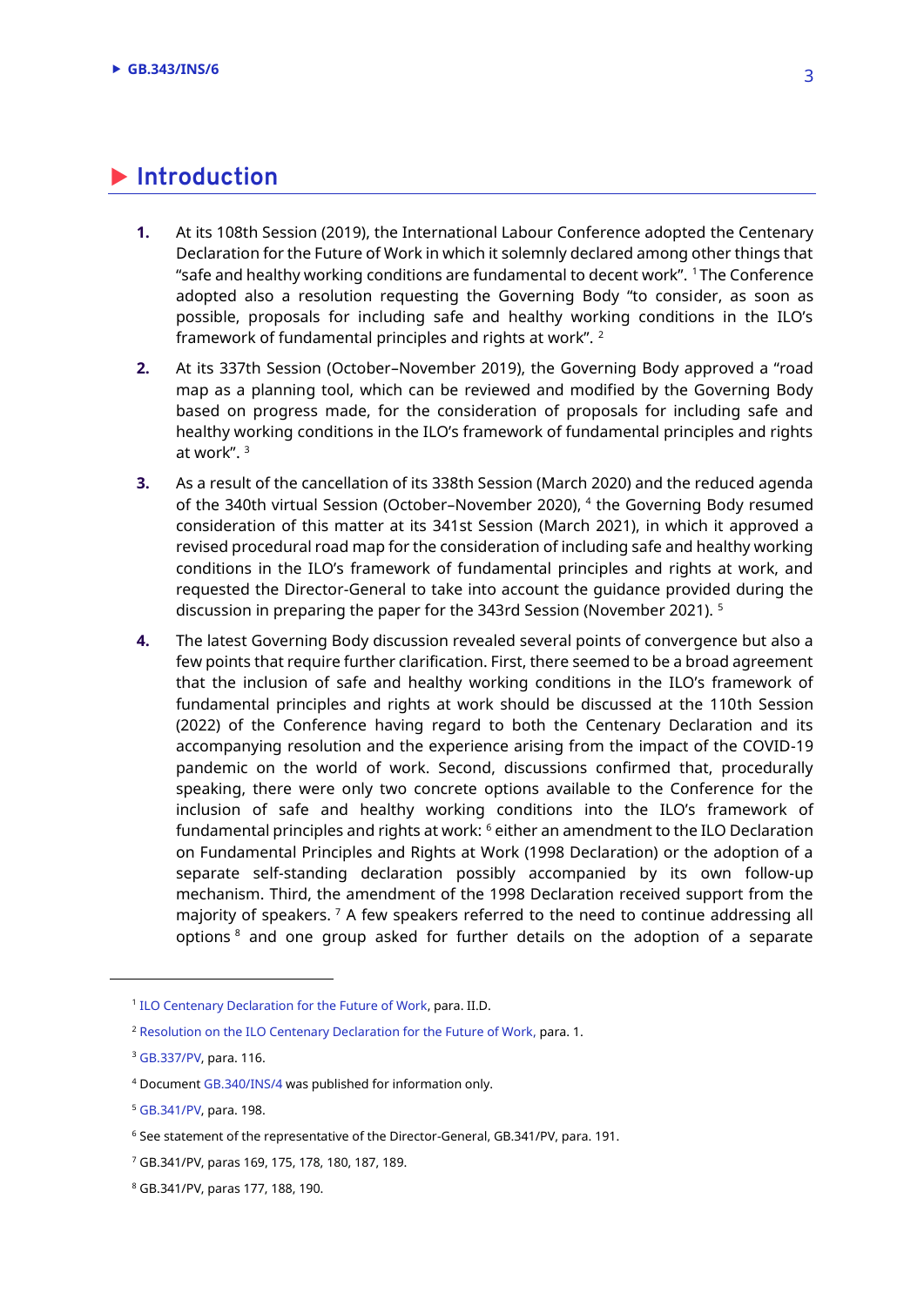# Introduction

**1.** At its 108th Session (2019), the International Labour Conference adopted the Centenary Declaration for the Future of Work in which it solemnly declared among other things that "safe and healthy working conditions are fundamental to decent work". [1] The Conference adopted also a resolution requesting the Governing Body "to consider, as soon as possible, proposals for including safe and healthy working conditions in the ILO's framework of fundamental principles and rights at work". [2]

**2.** At its 337th Session (October–November 2019), the Governing Body approved a "road map as a planning tool, which can be reviewed and modified by the Governing Body based on progress made, for the consideration of proposals for including safe and healthy working conditions in the ILO's framework of fundamental principles and rights at work". [3]

**3.** As a result of the cancellation of its 338th Session (March 2020) and the reduced agenda of the 340th virtual Session (October–November 2020), [4] the Governing Body resumed consideration of this matter at its 341st Session (March 2021), in which it approved a revised procedural road map for the consideration of including safe and healthy working conditions in the ILO's framework of fundamental principles and rights at work, and requested the Director-General to take into account the guidance provided during the discussion in preparing the paper for the 343rd Session (November 2021). [5]

**4.** The latest Governing Body discussion revealed several points of convergence but also a few points that require further clarification. First, there seemed to be a broad agreement that the inclusion of safe and healthy working conditions in the ILO's framework of fundamental principles and rights at work should be discussed at the 110th Session (2022) of the Conference having regard to both the Centenary Declaration and its accompanying resolution and the experience arising from the impact of the COVID-19 pandemic on the world of work. Second, discussions confirmed that, procedurally speaking, there were only two concrete options available to the Conference for the inclusion of safe and healthy working conditions into the ILO's framework of fundamental principles and rights at work: [6] either an amendment to the ILO Declaration on Fundamental Principles and Rights at Work (1998 Declaration) or the adoption of a separate self-standing declaration possibly accompanied by its own follow-up mechanism. Third, the amendment of the 1998 Declaration received support from the majority of speakers. [7] A few speakers referred to the need to continue addressing all options [8] and one group asked for further details on the adoption of a separate

---

[1] ILO Centenary Declaration for the Future of Work, para. II.D.

[2] Resolution on the ILO Centenary Declaration for the Future of Work, para. 1.

[3] GB.337/PV, para. 116.

[4] Document GB.340/INS/4 was published for information only.

[5] GB.341/PV, para. 198.

[6] See statement of the representative of the Director-General, GB.341/PV, para. 191.

[7] GB.341/PV, paras 169, 175, 178, 180, 187, 189.

[8] GB.341/PV, paras 177, 188, 190.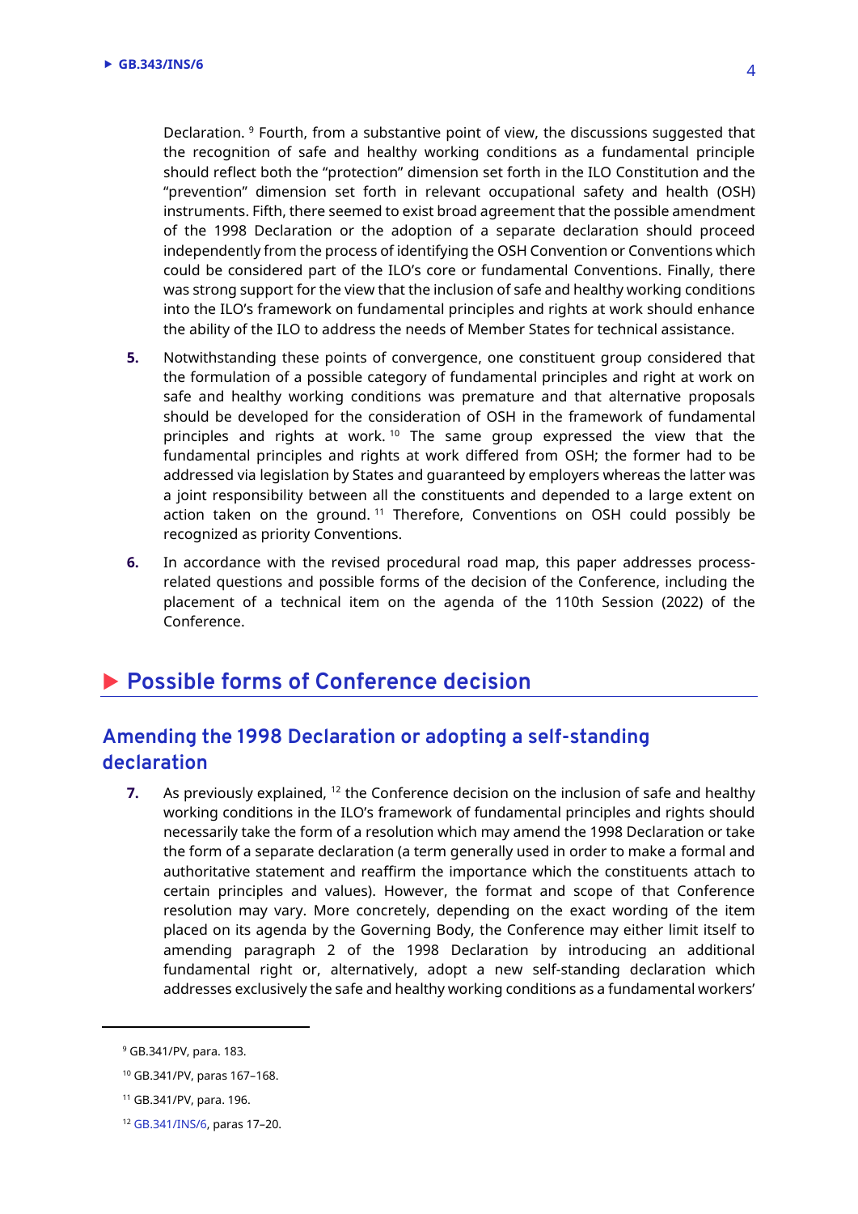Declaration. [9] Fourth, from a substantive point of view, the discussions suggested that the recognition of safe and healthy working conditions as a fundamental principle should reflect both the "protection" dimension set forth in the ILO Constitution and the "prevention" dimension set forth in relevant occupational safety and health (OSH) instruments. Fifth, there seemed to exist broad agreement that the possible amendment of the 1998 Declaration or the adoption of a separate declaration should proceed independently from the process of identifying the OSH Convention or Conventions which could be considered part of the ILO's core or fundamental Conventions. Finally, there was strong support for the view that the inclusion of safe and healthy working conditions into the ILO's framework on fundamental principles and rights at work should enhance the ability of the ILO to address the needs of Member States for technical assistance.

**5.** Notwithstanding these points of convergence, one constituent group considered that the formulation of a possible category of fundamental principles and right at work on safe and healthy working conditions was premature and that alternative proposals should be developed for the consideration of OSH in the framework of fundamental principles and rights at work. [10] The same group expressed the view that the fundamental principles and rights at work differed from OSH; the former had to be addressed via legislation by States and guaranteed by employers whereas the latter was a joint responsibility between all the constituents and depended to a large extent on action taken on the ground. [11] Therefore, Conventions on OSH could possibly be recognized as priority Conventions.

**6.** In accordance with the revised procedural road map, this paper addresses process-related questions and possible forms of the decision of the Conference, including the placement of a technical item on the agenda of the 110th Session (2022) of the Conference.

## Possible forms of Conference decision

### Amending the 1998 Declaration or adopting a self-standing declaration

**7.** As previously explained, [12] the Conference decision on the inclusion of safe and healthy working conditions in the ILO's framework of fundamental principles and rights should necessarily take the form of a resolution which may amend the 1998 Declaration or take the form of a separate declaration (a term generally used in order to make a formal and authoritative statement and reaffirm the importance which the constituents attach to certain principles and values). However, the format and scope of that Conference resolution may vary. More concretely, depending on the exact wording of the item placed on its agenda by the Governing Body, the Conference may either limit itself to amending paragraph 2 of the 1998 Declaration by introducing an additional fundamental right or, alternatively, adopt a new self-standing declaration which addresses exclusively the safe and healthy working conditions as a fundamental workers'

---

[9] GB.341/PV, para. 183.

[10] GB.341/PV, paras 167–168.

[11] GB.341/PV, para. 196.

[12] GB.341/INS/6, paras 17–20.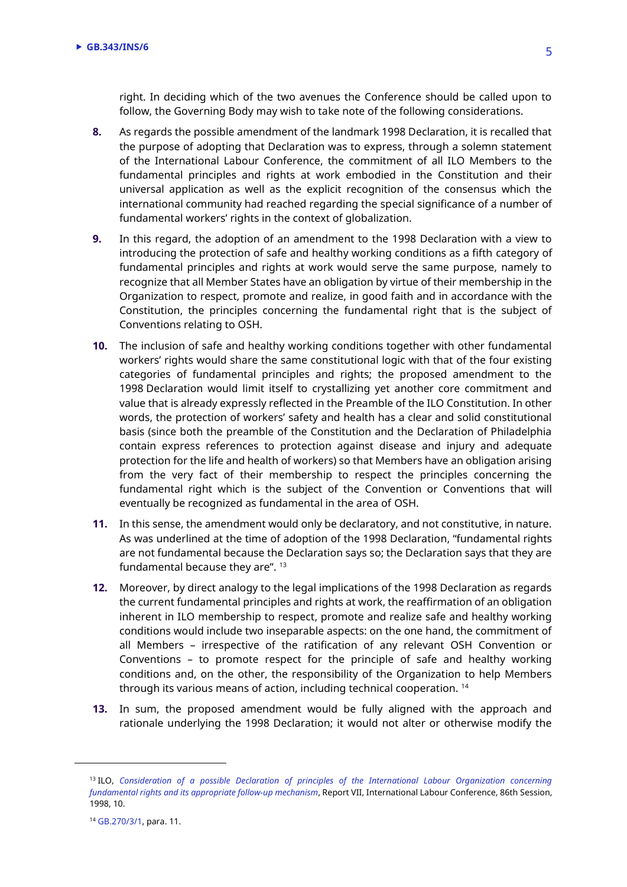right. In deciding which of the two avenues the Conference should be called upon to follow, the Governing Body may wish to take note of the following considerations.

**8.** As regards the possible amendment of the landmark 1998 Declaration, it is recalled that the purpose of adopting that Declaration was to express, through a solemn statement of the International Labour Conference, the commitment of all ILO Members to the fundamental principles and rights at work embodied in the Constitution and their universal application as well as the explicit recognition of the consensus which the international community had reached regarding the special significance of a number of fundamental workers' rights in the context of globalization.

**9.** In this regard, the adoption of an amendment to the 1998 Declaration with a view to introducing the protection of safe and healthy working conditions as a fifth category of fundamental principles and rights at work would serve the same purpose, namely to recognize that all Member States have an obligation by virtue of their membership in the Organization to respect, promote and realize, in good faith and in accordance with the Constitution, the principles concerning the fundamental right that is the subject of Conventions relating to OSH.

**10.** The inclusion of safe and healthy working conditions together with other fundamental workers' rights would share the same constitutional logic with that of the four existing categories of fundamental principles and rights; the proposed amendment to the 1998 Declaration would limit itself to crystallizing yet another core commitment and value that is already expressly reflected in the Preamble of the ILO Constitution. In other words, the protection of workers' safety and health has a clear and solid constitutional basis (since both the preamble of the Constitution and the Declaration of Philadelphia contain express references to protection against disease and injury and adequate protection for the life and health of workers) so that Members have an obligation arising from the very fact of their membership to respect the principles concerning the fundamental right which is the subject of the Convention or Conventions that will eventually be recognized as fundamental in the area of OSH.

**11.** In this sense, the amendment would only be declaratory, and not constitutive, in nature. As was underlined at the time of adoption of the 1998 Declaration, "fundamental rights are not fundamental because the Declaration says so; the Declaration says that they are fundamental because they are". [13]

**12.** Moreover, by direct analogy to the legal implications of the 1998 Declaration as regards the current fundamental principles and rights at work, the reaffirmation of an obligation inherent in ILO membership to respect, promote and realize safe and healthy working conditions would include two inseparable aspects: on the one hand, the commitment of all Members – irrespective of the ratification of any relevant OSH Convention or Conventions – to promote respect for the principle of safe and healthy working conditions and, on the other, the responsibility of the Organization to help Members through its various means of action, including technical cooperation. [14]

**13.** In sum, the proposed amendment would be fully aligned with the approach and rationale underlying the 1998 Declaration; it would not alter or otherwise modify the

---

[13] ILO, *Consideration of a possible Declaration of principles of the International Labour Organization concerning fundamental rights and its appropriate follow-up mechanism*, Report VII, International Labour Conference, 86th Session, 1998, 10.

[14] GB.270/3/1, para. 11.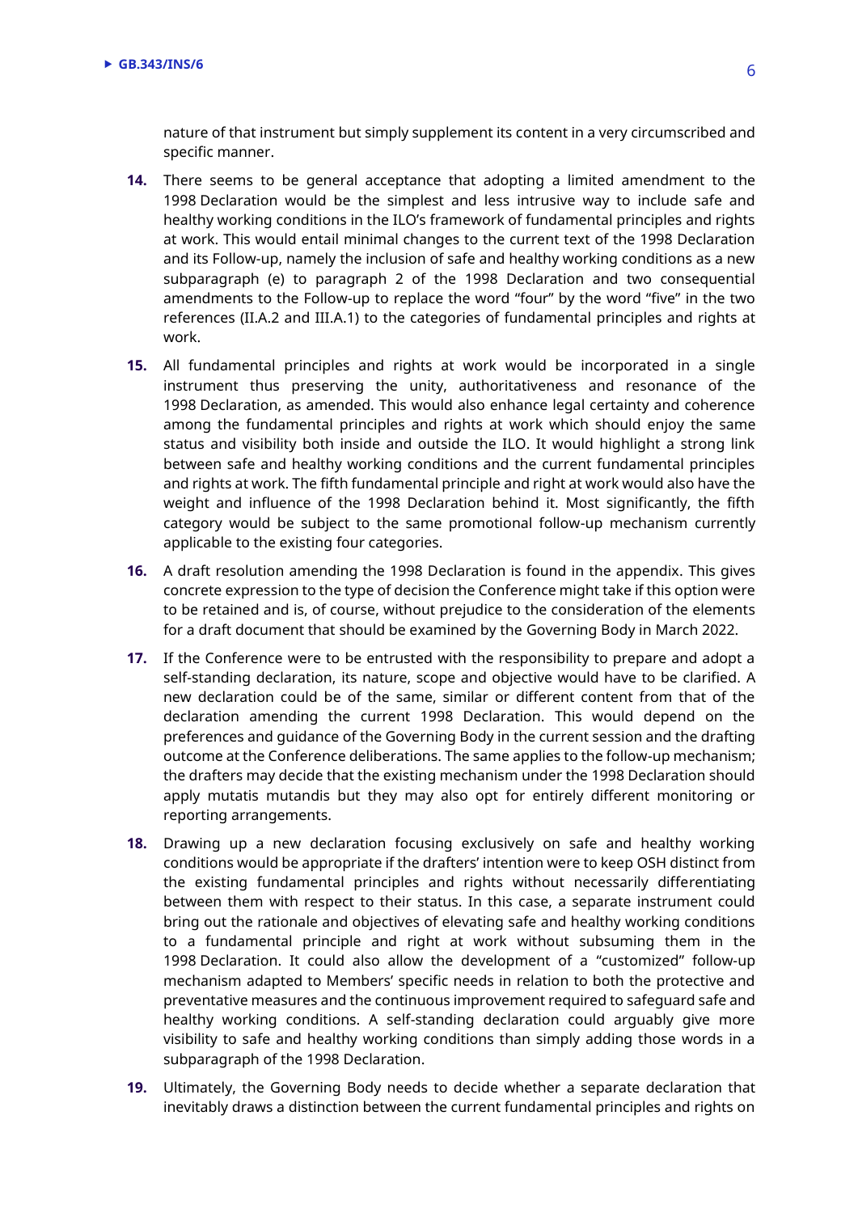nature of that instrument but simply supplement its content in a very circumscribed and specific manner.

**14.** There seems to be general acceptance that adopting a limited amendment to the 1998 Declaration would be the simplest and less intrusive way to include safe and healthy working conditions in the ILO's framework of fundamental principles and rights at work. This would entail minimal changes to the current text of the 1998 Declaration and its Follow-up, namely the inclusion of safe and healthy working conditions as a new subparagraph (e) to paragraph 2 of the 1998 Declaration and two consequential amendments to the Follow-up to replace the word "four" by the word "five" in the two references (II.A.2 and III.A.1) to the categories of fundamental principles and rights at work.

**15.** All fundamental principles and rights at work would be incorporated in a single instrument thus preserving the unity, authoritativeness and resonance of the 1998 Declaration, as amended. This would also enhance legal certainty and coherence among the fundamental principles and rights at work which should enjoy the same status and visibility both inside and outside the ILO. It would highlight a strong link between safe and healthy working conditions and the current fundamental principles and rights at work. The fifth fundamental principle and right at work would also have the weight and influence of the 1998 Declaration behind it. Most significantly, the fifth category would be subject to the same promotional follow-up mechanism currently applicable to the existing four categories.

**16.** A draft resolution amending the 1998 Declaration is found in the appendix. This gives concrete expression to the type of decision the Conference might take if this option were to be retained and is, of course, without prejudice to the consideration of the elements for a draft document that should be examined by the Governing Body in March 2022.

**17.** If the Conference were to be entrusted with the responsibility to prepare and adopt a self-standing declaration, its nature, scope and objective would have to be clarified. A new declaration could be of the same, similar or different content from that of the declaration amending the current 1998 Declaration. This would depend on the preferences and guidance of the Governing Body in the current session and the drafting outcome at the Conference deliberations. The same applies to the follow-up mechanism; the drafters may decide that the existing mechanism under the 1998 Declaration should apply mutatis mutandis but they may also opt for entirely different monitoring or reporting arrangements.

**18.** Drawing up a new declaration focusing exclusively on safe and healthy working conditions would be appropriate if the drafters' intention were to keep OSH distinct from the existing fundamental principles and rights without necessarily differentiating between them with respect to their status. In this case, a separate instrument could bring out the rationale and objectives of elevating safe and healthy working conditions to a fundamental principle and right at work without subsuming them in the 1998 Declaration. It could also allow the development of a "customized" follow-up mechanism adapted to Members' specific needs in relation to both the protective and preventative measures and the continuous improvement required to safeguard safe and healthy working conditions. A self-standing declaration could arguably give more visibility to safe and healthy working conditions than simply adding those words in a subparagraph of the 1998 Declaration.

**19.** Ultimately, the Governing Body needs to decide whether a separate declaration that inevitably draws a distinction between the current fundamental principles and rights on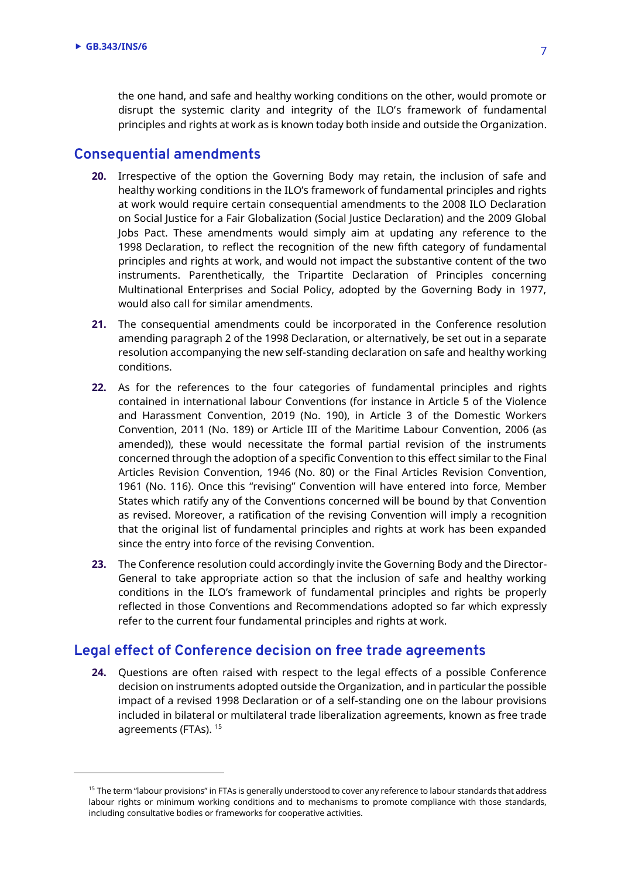the one hand, and safe and healthy working conditions on the other, would promote or disrupt the systemic clarity and integrity of the ILO's framework of fundamental principles and rights at work as is known today both inside and outside the Organization.

## Consequential amendments

**20.** Irrespective of the option the Governing Body may retain, the inclusion of safe and healthy working conditions in the ILO's framework of fundamental principles and rights at work would require certain consequential amendments to the 2008 ILO Declaration on Social Justice for a Fair Globalization (Social Justice Declaration) and the 2009 Global Jobs Pact. These amendments would simply aim at updating any reference to the 1998 Declaration, to reflect the recognition of the new fifth category of fundamental principles and rights at work, and would not impact the substantive content of the two instruments. Parenthetically, the Tripartite Declaration of Principles concerning Multinational Enterprises and Social Policy, adopted by the Governing Body in 1977, would also call for similar amendments.

**21.** The consequential amendments could be incorporated in the Conference resolution amending paragraph 2 of the 1998 Declaration, or alternatively, be set out in a separate resolution accompanying the new self-standing declaration on safe and healthy working conditions.

**22.** As for the references to the four categories of fundamental principles and rights contained in international labour Conventions (for instance in Article 5 of the Violence and Harassment Convention, 2019 (No. 190), in Article 3 of the Domestic Workers Convention, 2011 (No. 189) or Article III of the Maritime Labour Convention, 2006 (as amended)), these would necessitate the formal partial revision of the instruments concerned through the adoption of a specific Convention to this effect similar to the Final Articles Revision Convention, 1946 (No. 80) or the Final Articles Revision Convention, 1961 (No. 116). Once this "revising" Convention will have entered into force, Member States which ratify any of the Conventions concerned will be bound by that Convention as revised. Moreover, a ratification of the revising Convention will imply a recognition that the original list of fundamental principles and rights at work has been expanded since the entry into force of the revising Convention.

**23.** The Conference resolution could accordingly invite the Governing Body and the Director-General to take appropriate action so that the inclusion of safe and healthy working conditions in the ILO's framework of fundamental principles and rights be properly reflected in those Conventions and Recommendations adopted so far which expressly refer to the current four fundamental principles and rights at work.

## Legal effect of Conference decision on free trade agreements

**24.** Questions are often raised with respect to the legal effects of a possible Conference decision on instruments adopted outside the Organization, and in particular the possible impact of a revised 1998 Declaration or of a self-standing one on the labour provisions included in bilateral or multilateral trade liberalization agreements, known as free trade agreements (FTAs). [15]

---

[15] The term "labour provisions" in FTAs is generally understood to cover any reference to labour standards that address labour rights or minimum working conditions and to mechanisms to promote compliance with those standards, including consultative bodies or frameworks for cooperative activities.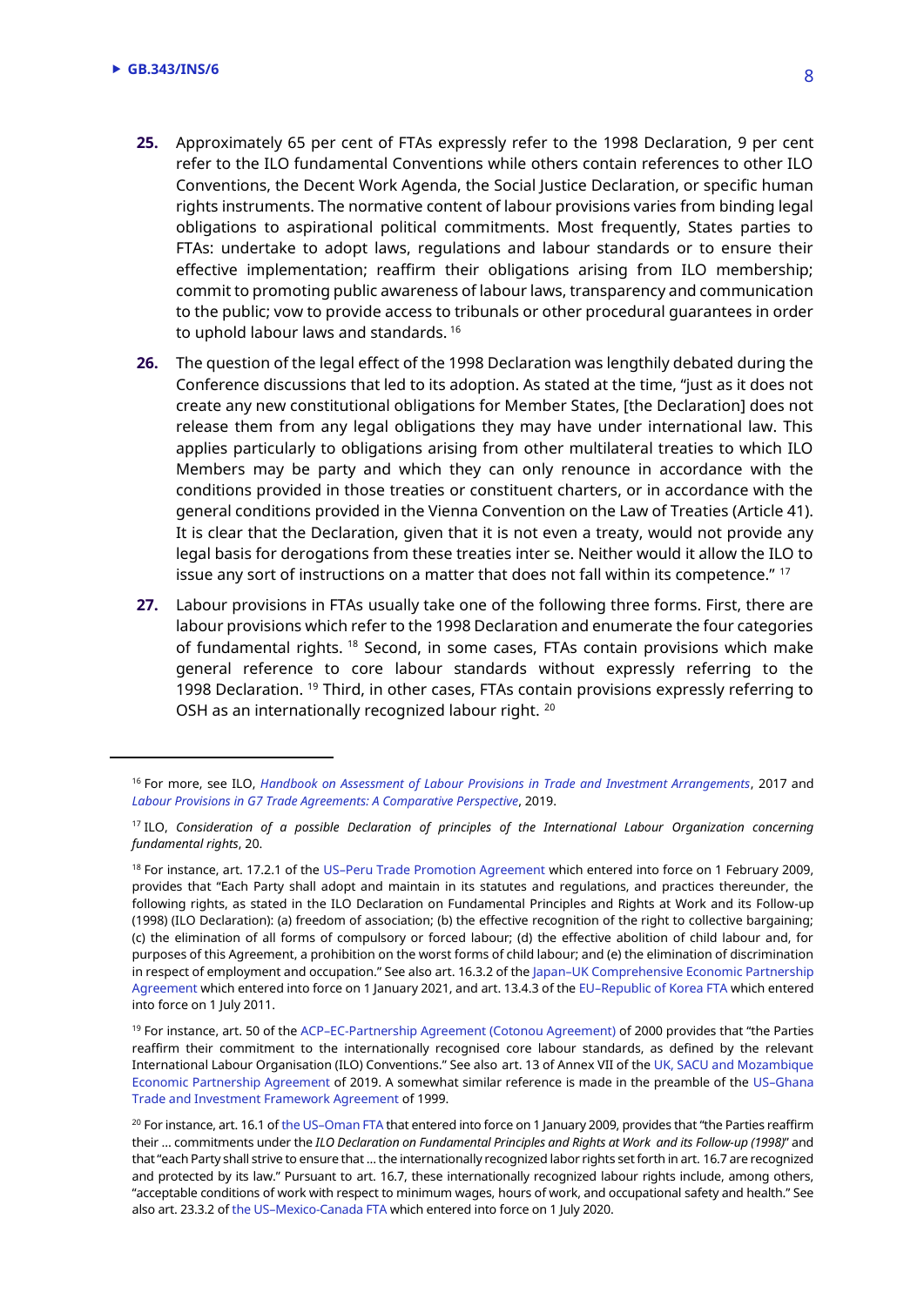**25.** Approximately 65 per cent of FTAs expressly refer to the 1998 Declaration, 9 per cent refer to the ILO fundamental Conventions while others contain references to other ILO Conventions, the Decent Work Agenda, the Social Justice Declaration, or specific human rights instruments. The normative content of labour provisions varies from binding legal obligations to aspirational political commitments. Most frequently, States parties to FTAs: undertake to adopt laws, regulations and labour standards or to ensure their effective implementation; reaffirm their obligations arising from ILO membership; commit to promoting public awareness of labour laws, transparency and communication to the public; vow to provide access to tribunals or other procedural guarantees in order to uphold labour laws and standards. [16]

**26.** The question of the legal effect of the 1998 Declaration was lengthily debated during the Conference discussions that led to its adoption. As stated at the time, "just as it does not create any new constitutional obligations for Member States, [the Declaration] does not release them from any legal obligations they may have under international law. This applies particularly to obligations arising from other multilateral treaties to which ILO Members may be party and which they can only renounce in accordance with the conditions provided in those treaties or constituent charters, or in accordance with the general conditions provided in the Vienna Convention on the Law of Treaties (Article 41). It is clear that the Declaration, given that it is not even a treaty, would not provide any legal basis for derogations from these treaties inter se. Neither would it allow the ILO to issue any sort of instructions on a matter that does not fall within its competence." [17]

**27.** Labour provisions in FTAs usually take one of the following three forms. First, there are labour provisions which refer to the 1998 Declaration and enumerate the four categories of fundamental rights. [18] Second, in some cases, FTAs contain provisions which make general reference to core labour standards without expressly referring to the 1998 Declaration. [19] Third, in other cases, FTAs contain provisions expressly referring to OSH as an internationally recognized labour right. [20]

---

[16] For more, see ILO, *Handbook on Assessment of Labour Provisions in Trade and Investment Arrangements*, 2017 and *Labour Provisions in G7 Trade Agreements: A Comparative Perspective*, 2019.

[17] ILO, *Consideration of a possible Declaration of principles of the International Labour Organization concerning fundamental rights*, 20.

[18] For instance, art. 17.2.1 of the US–Peru Trade Promotion Agreement which entered into force on 1 February 2009, provides that "Each Party shall adopt and maintain in its statutes and regulations, and practices thereunder, the following rights, as stated in the ILO Declaration on Fundamental Principles and Rights at Work and its Follow-up (1998) (ILO Declaration): (a) freedom of association; (b) the effective recognition of the right to collective bargaining; (c) the elimination of all forms of compulsory or forced labour; (d) the effective abolition of child labour and, for purposes of this Agreement, a prohibition on the worst forms of child labour; and (e) the elimination of discrimination in respect of employment and occupation." See also art. 16.3.2 of the Japan–UK Comprehensive Economic Partnership Agreement which entered into force on 1 January 2021, and art. 13.4.3 of the EU–Republic of Korea FTA which entered into force on 1 July 2011.

[19] For instance, art. 50 of the ACP–EC-Partnership Agreement (Cotonou Agreement) of 2000 provides that "the Parties reaffirm their commitment to the internationally recognised core labour standards, as defined by the relevant International Labour Organisation (ILO) Conventions." See also art. 13 of Annex VII of the UK, SACU and Mozambique Economic Partnership Agreement of 2019. A somewhat similar reference is made in the preamble of the US–Ghana Trade and Investment Framework Agreement of 1999.

[20] For instance, art. 16.1 of the US–Oman FTA that entered into force on 1 January 2009, provides that "the Parties reaffirm their … commitments under the *ILO Declaration on Fundamental Principles and Rights at Work and its Follow-up (1998)*" and that "each Party shall strive to ensure that … the internationally recognized labor rights set forth in art. 16.7 are recognized and protected by its law." Pursuant to art. 16.7, these internationally recognized labour rights include, among others, "acceptable conditions of work with respect to minimum wages, hours of work, and occupational safety and health." See also art. 23.3.2 of the US–Mexico-Canada FTA which entered into force on 1 July 2020.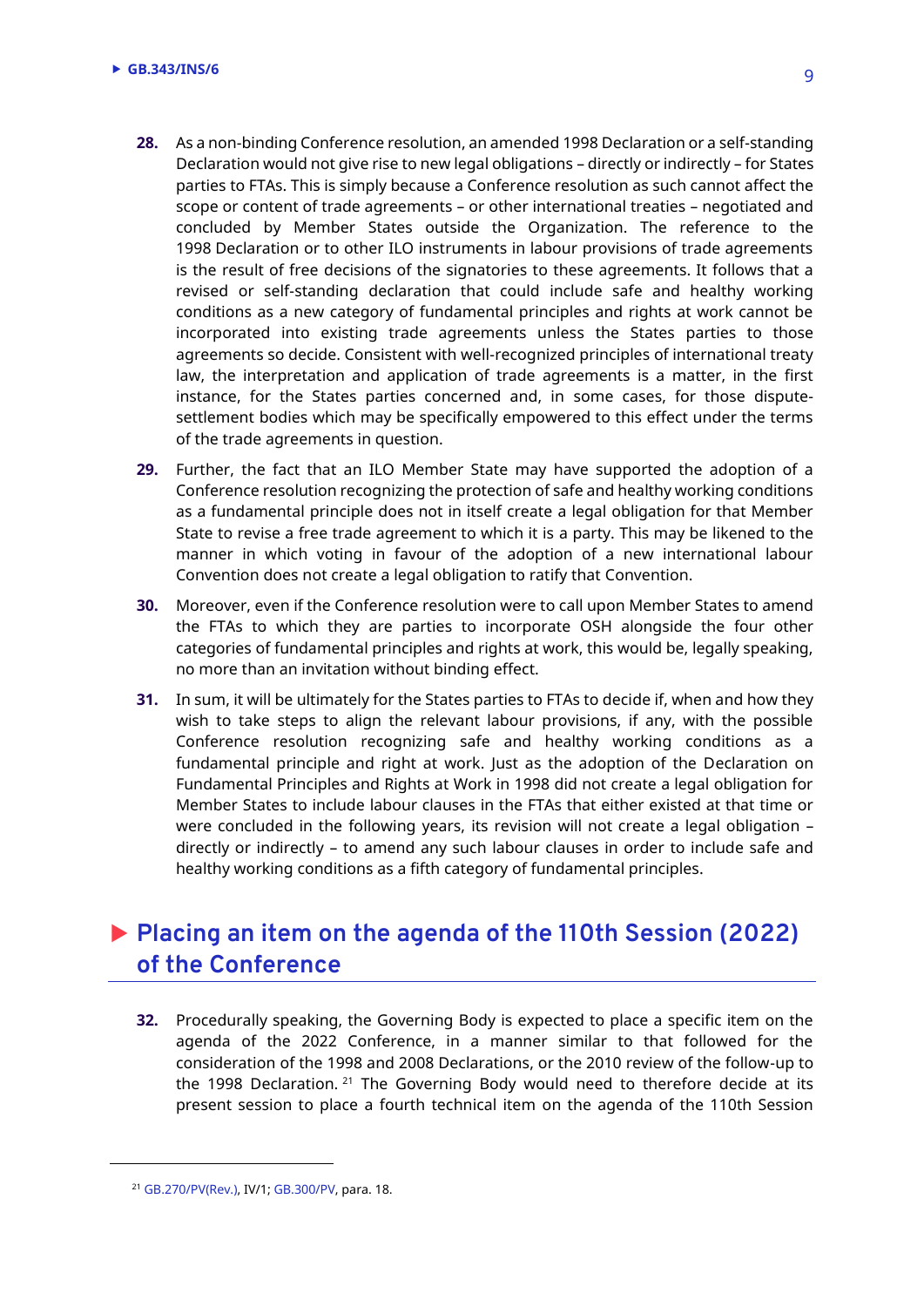**28.** As a non-binding Conference resolution, an amended 1998 Declaration or a self-standing Declaration would not give rise to new legal obligations – directly or indirectly – for States parties to FTAs. This is simply because a Conference resolution as such cannot affect the scope or content of trade agreements – or other international treaties – negotiated and concluded by Member States outside the Organization. The reference to the 1998 Declaration or to other ILO instruments in labour provisions of trade agreements is the result of free decisions of the signatories to these agreements. It follows that a revised or self-standing declaration that could include safe and healthy working conditions as a new category of fundamental principles and rights at work cannot be incorporated into existing trade agreements unless the States parties to those agreements so decide. Consistent with well-recognized principles of international treaty law, the interpretation and application of trade agreements is a matter, in the first instance, for the States parties concerned and, in some cases, for those dispute-settlement bodies which may be specifically empowered to this effect under the terms of the trade agreements in question.

**29.** Further, the fact that an ILO Member State may have supported the adoption of a Conference resolution recognizing the protection of safe and healthy working conditions as a fundamental principle does not in itself create a legal obligation for that Member State to revise a free trade agreement to which it is a party. This may be likened to the manner in which voting in favour of the adoption of a new international labour Convention does not create a legal obligation to ratify that Convention.

**30.** Moreover, even if the Conference resolution were to call upon Member States to amend the FTAs to which they are parties to incorporate OSH alongside the four other categories of fundamental principles and rights at work, this would be, legally speaking, no more than an invitation without binding effect.

**31.** In sum, it will be ultimately for the States parties to FTAs to decide if, when and how they wish to take steps to align the relevant labour provisions, if any, with the possible Conference resolution recognizing safe and healthy working conditions as a fundamental principle and right at work. Just as the adoption of the Declaration on Fundamental Principles and Rights at Work in 1998 did not create a legal obligation for Member States to include labour clauses in the FTAs that either existed at that time or were concluded in the following years, its revision will not create a legal obligation – directly or indirectly – to amend any such labour clauses in order to include safe and healthy working conditions as a fifth category of fundamental principles.

## Placing an item on the agenda of the 110th Session (2022) of the Conference

**32.** Procedurally speaking, the Governing Body is expected to place a specific item on the agenda of the 2022 Conference, in a manner similar to that followed for the consideration of the 1998 and 2008 Declarations, or the 2010 review of the follow-up to the 1998 Declaration. [21] The Governing Body would need to therefore decide at its present session to place a fourth technical item on the agenda of the 110th Session

---

[21] GB.270/PV(Rev.), IV/1; GB.300/PV, para. 18.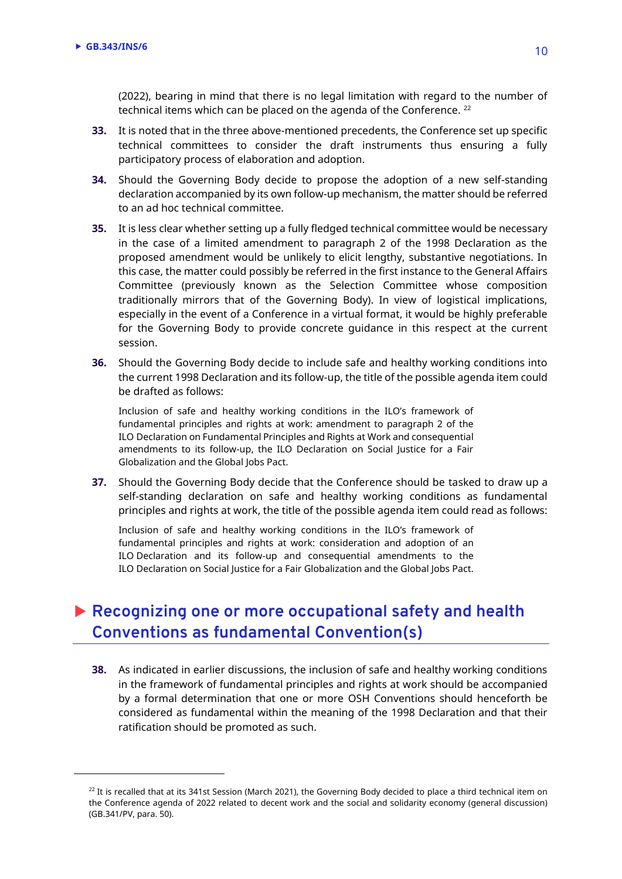(2022), bearing in mind that there is no legal limitation with regard to the number of technical items which can be placed on the agenda of the Conference. [22]

**33.** It is noted that in the three above-mentioned precedents, the Conference set up specific technical committees to consider the draft instruments thus ensuring a fully participatory process of elaboration and adoption.

**34.** Should the Governing Body decide to propose the adoption of a new self-standing declaration accompanied by its own follow-up mechanism, the matter should be referred to an ad hoc technical committee.

**35.** It is less clear whether setting up a fully fledged technical committee would be necessary in the case of a limited amendment to paragraph 2 of the 1998 Declaration as the proposed amendment would be unlikely to elicit lengthy, substantive negotiations. In this case, the matter could possibly be referred in the first instance to the General Affairs Committee (previously known as the Selection Committee whose composition traditionally mirrors that of the Governing Body). In view of logistical implications, especially in the event of a Conference in a virtual format, it would be highly preferable for the Governing Body to provide concrete guidance in this respect at the current session.

**36.** Should the Governing Body decide to include safe and healthy working conditions into the current 1998 Declaration and its follow-up, the title of the possible agenda item could be drafted as follows:

> Inclusion of safe and healthy working conditions in the ILO's framework of fundamental principles and rights at work: amendment to paragraph 2 of the ILO Declaration on Fundamental Principles and Rights at Work and consequential amendments to its follow-up, the ILO Declaration on Social Justice for a Fair Globalization and the Global Jobs Pact.

**37.** Should the Governing Body decide that the Conference should be tasked to draw up a self-standing declaration on safe and healthy working conditions as fundamental principles and rights at work, the title of the possible agenda item could read as follows:

> Inclusion of safe and healthy working conditions in the ILO's framework of fundamental principles and rights at work: consideration and adoption of an ILO Declaration and its follow-up and consequential amendments to the ILO Declaration on Social Justice for a Fair Globalization and the Global Jobs Pact.

## Recognizing one or more occupational safety and health Conventions as fundamental Convention(s)

**38.** As indicated in earlier discussions, the inclusion of safe and healthy working conditions in the framework of fundamental principles and rights at work should be accompanied by a formal determination that one or more OSH Conventions should henceforth be considered as fundamental within the meaning of the 1998 Declaration and that their ratification should be promoted as such.

---

[22] It is recalled that at its 341st Session (March 2021), the Governing Body decided to place a third technical item on the Conference agenda of 2022 related to decent work and the social and solidarity economy (general discussion) (GB.341/PV, para. 50).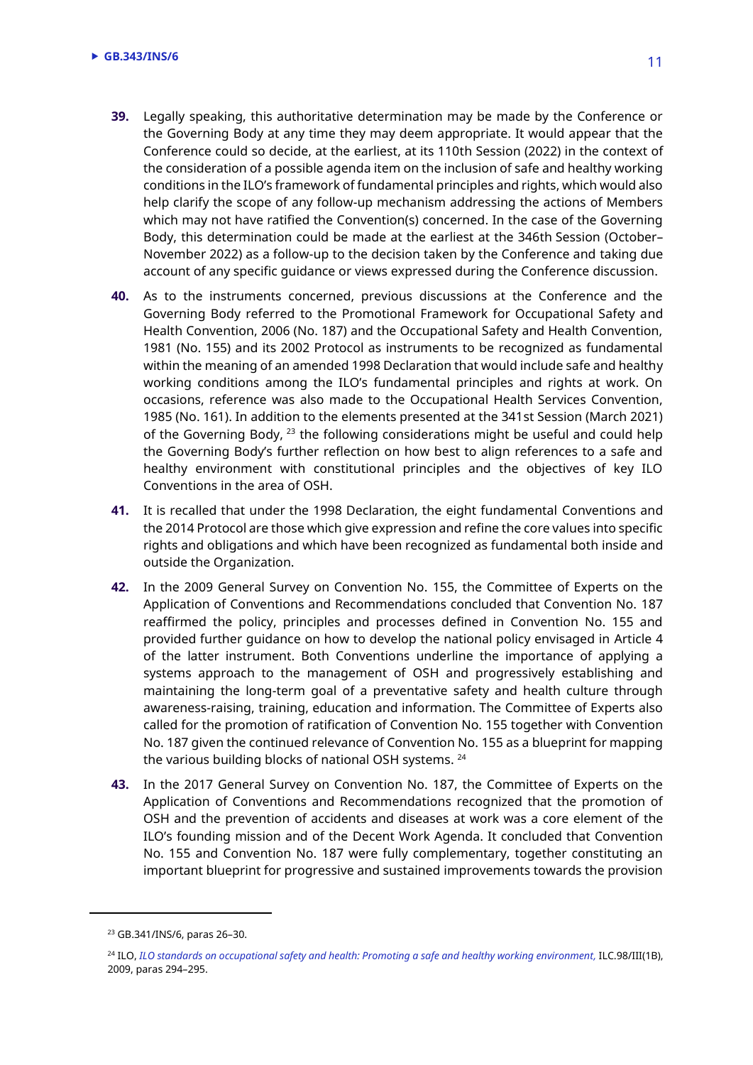**39.** Legally speaking, this authoritative determination may be made by the Conference or the Governing Body at any time they may deem appropriate. It would appear that the Conference could so decide, at the earliest, at its 110th Session (2022) in the context of the consideration of a possible agenda item on the inclusion of safe and healthy working conditions in the ILO's framework of fundamental principles and rights, which would also help clarify the scope of any follow-up mechanism addressing the actions of Members which may not have ratified the Convention(s) concerned. In the case of the Governing Body, this determination could be made at the earliest at the 346th Session (October–November 2022) as a follow-up to the decision taken by the Conference and taking due account of any specific guidance or views expressed during the Conference discussion.

**40.** As to the instruments concerned, previous discussions at the Conference and the Governing Body referred to the Promotional Framework for Occupational Safety and Health Convention, 2006 (No. 187) and the Occupational Safety and Health Convention, 1981 (No. 155) and its 2002 Protocol as instruments to be recognized as fundamental within the meaning of an amended 1998 Declaration that would include safe and healthy working conditions among the ILO's fundamental principles and rights at work. On occasions, reference was also made to the Occupational Health Services Convention, 1985 (No. 161). In addition to the elements presented at the 341st Session (March 2021) of the Governing Body, [23] the following considerations might be useful and could help the Governing Body's further reflection on how best to align references to a safe and healthy environment with constitutional principles and the objectives of key ILO Conventions in the area of OSH.

**41.** It is recalled that under the 1998 Declaration, the eight fundamental Conventions and the 2014 Protocol are those which give expression and refine the core values into specific rights and obligations and which have been recognized as fundamental both inside and outside the Organization.

**42.** In the 2009 General Survey on Convention No. 155, the Committee of Experts on the Application of Conventions and Recommendations concluded that Convention No. 187 reaffirmed the policy, principles and processes defined in Convention No. 155 and provided further guidance on how to develop the national policy envisaged in Article 4 of the latter instrument. Both Conventions underline the importance of applying a systems approach to the management of OSH and progressively establishing and maintaining the long-term goal of a preventative safety and health culture through awareness-raising, training, education and information. The Committee of Experts also called for the promotion of ratification of Convention No. 155 together with Convention No. 187 given the continued relevance of Convention No. 155 as a blueprint for mapping the various building blocks of national OSH systems. [24]

**43.** In the 2017 General Survey on Convention No. 187, the Committee of Experts on the Application of Conventions and Recommendations recognized that the promotion of OSH and the prevention of accidents and diseases at work was a core element of the ILO's founding mission and of the Decent Work Agenda. It concluded that Convention No. 155 and Convention No. 187 were fully complementary, together constituting an important blueprint for progressive and sustained improvements towards the provision

---

[23] GB.341/INS/6, paras 26–30.

[24] ILO, *ILO standards on occupational safety and health: Promoting a safe and healthy working environment,* ILC.98/III(1B), 2009, paras 294–295.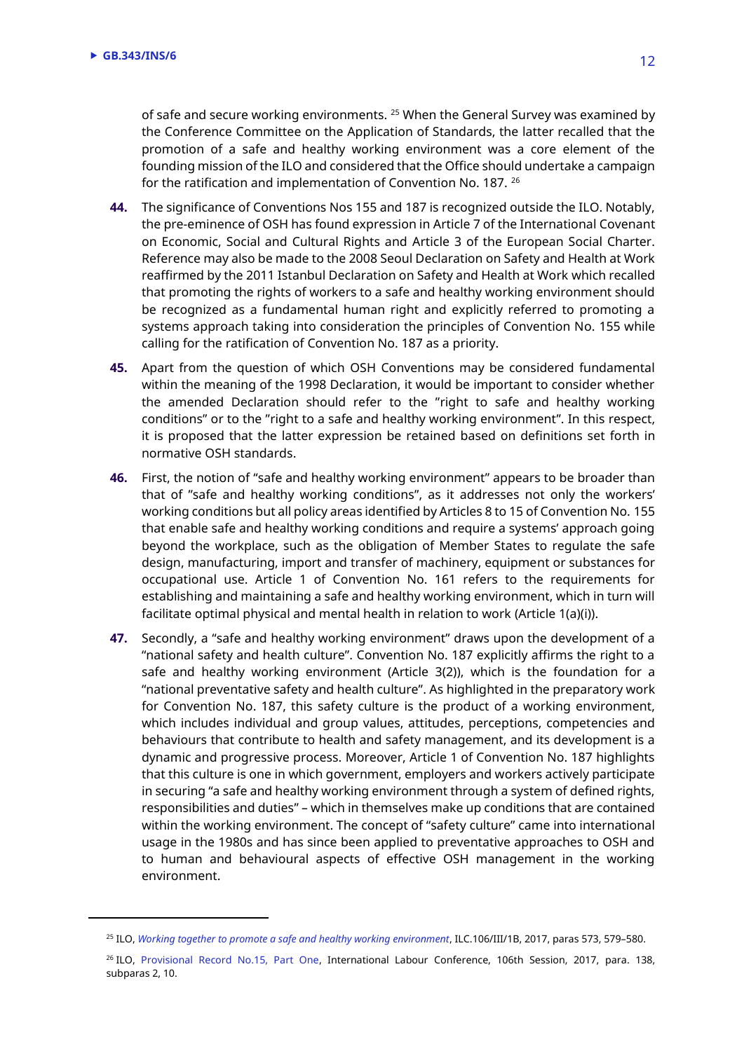of safe and secure working environments. [25] When the General Survey was examined by the Conference Committee on the Application of Standards, the latter recalled that the promotion of a safe and healthy working environment was a core element of the founding mission of the ILO and considered that the Office should undertake a campaign for the ratification and implementation of Convention No. 187. [26]

**44.** The significance of Conventions Nos 155 and 187 is recognized outside the ILO. Notably, the pre-eminence of OSH has found expression in Article 7 of the International Covenant on Economic, Social and Cultural Rights and Article 3 of the European Social Charter. Reference may also be made to the 2008 Seoul Declaration on Safety and Health at Work reaffirmed by the 2011 Istanbul Declaration on Safety and Health at Work which recalled that promoting the rights of workers to a safe and healthy working environment should be recognized as a fundamental human right and explicitly referred to promoting a systems approach taking into consideration the principles of Convention No. 155 while calling for the ratification of Convention No. 187 as a priority.

**45.** Apart from the question of which OSH Conventions may be considered fundamental within the meaning of the 1998 Declaration, it would be important to consider whether the amended Declaration should refer to the "right to safe and healthy working conditions" or to the "right to a safe and healthy working environment". In this respect, it is proposed that the latter expression be retained based on definitions set forth in normative OSH standards.

**46.** First, the notion of "safe and healthy working environment" appears to be broader than that of "safe and healthy working conditions", as it addresses not only the workers' working conditions but all policy areas identified by Articles 8 to 15 of Convention No. 155 that enable safe and healthy working conditions and require a systems' approach going beyond the workplace, such as the obligation of Member States to regulate the safe design, manufacturing, import and transfer of machinery, equipment or substances for occupational use. Article 1 of Convention No. 161 refers to the requirements for establishing and maintaining a safe and healthy working environment, which in turn will facilitate optimal physical and mental health in relation to work (Article 1(a)(i)).

**47.** Secondly, a "safe and healthy working environment" draws upon the development of a "national safety and health culture". Convention No. 187 explicitly affirms the right to a safe and healthy working environment (Article 3(2)), which is the foundation for a "national preventative safety and health culture". As highlighted in the preparatory work for Convention No. 187, this safety culture is the product of a working environment, which includes individual and group values, attitudes, perceptions, competencies and behaviours that contribute to health and safety management, and its development is a dynamic and progressive process. Moreover, Article 1 of Convention No. 187 highlights that this culture is one in which government, employers and workers actively participate in securing "a safe and healthy working environment through a system of defined rights, responsibilities and duties" – which in themselves make up conditions that are contained within the working environment. The concept of "safety culture" came into international usage in the 1980s and has since been applied to preventative approaches to OSH and to human and behavioural aspects of effective OSH management in the working environment.

---

[25] ILO, *Working together to promote a safe and healthy working environment*, ILC.106/III/1B, 2017, paras 573, 579–580.

[26] ILO, Provisional Record No.15, Part One, International Labour Conference, 106th Session, 2017, para. 138, subparas 2, 10.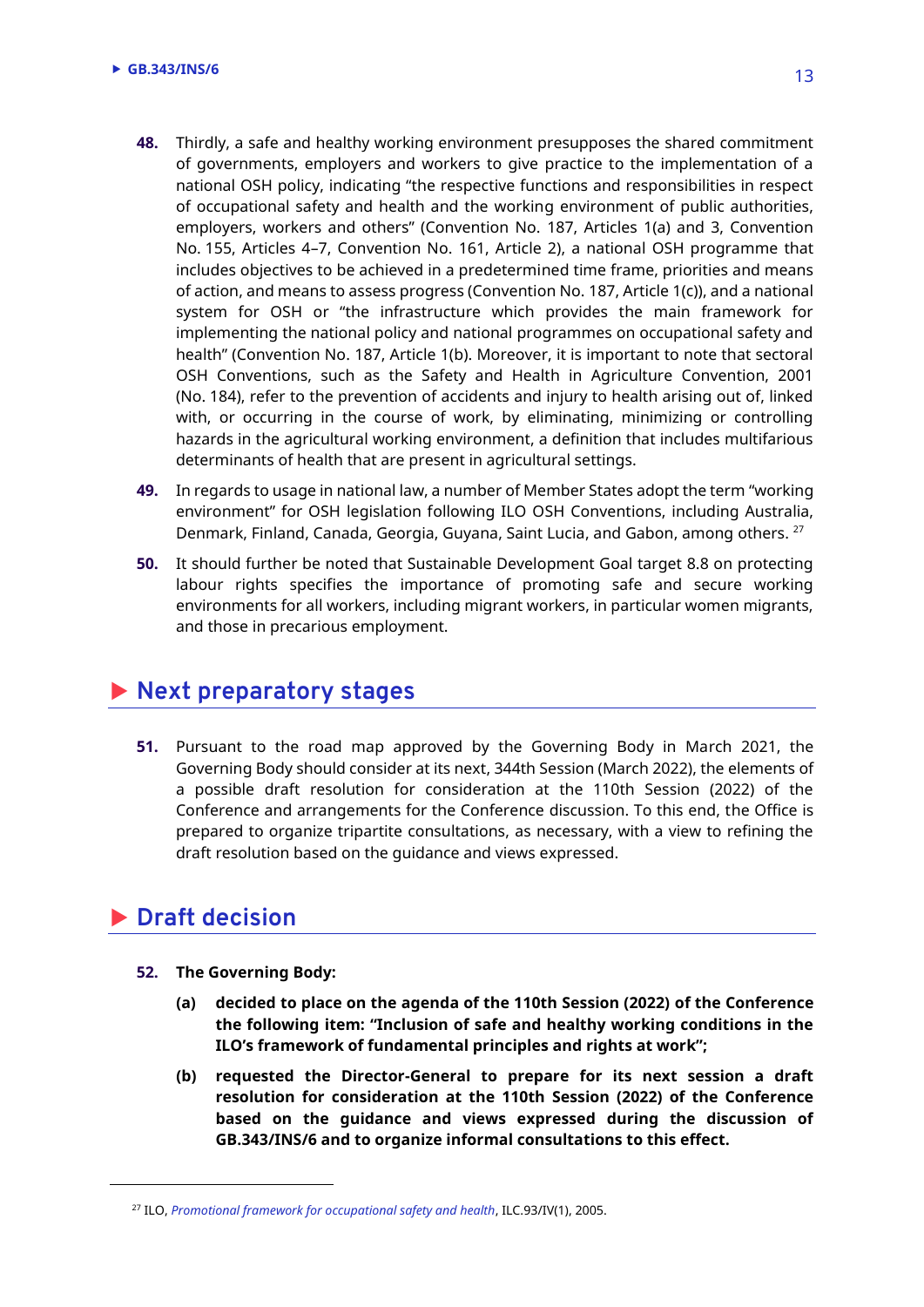**48.** Thirdly, a safe and healthy working environment presupposes the shared commitment of governments, employers and workers to give practice to the implementation of a national OSH policy, indicating "the respective functions and responsibilities in respect of occupational safety and health and the working environment of public authorities, employers, workers and others" (Convention No. 187, Articles 1(a) and 3, Convention No. 155, Articles 4–7, Convention No. 161, Article 2), a national OSH programme that includes objectives to be achieved in a predetermined time frame, priorities and means of action, and means to assess progress (Convention No. 187, Article 1(c)), and a national system for OSH or "the infrastructure which provides the main framework for implementing the national policy and national programmes on occupational safety and health" (Convention No. 187, Article 1(b). Moreover, it is important to note that sectoral OSH Conventions, such as the Safety and Health in Agriculture Convention, 2001 (No. 184), refer to the prevention of accidents and injury to health arising out of, linked with, or occurring in the course of work, by eliminating, minimizing or controlling hazards in the agricultural working environment, a definition that includes multifarious determinants of health that are present in agricultural settings.

**49.** In regards to usage in national law, a number of Member States adopt the term "working environment" for OSH legislation following ILO OSH Conventions, including Australia, Denmark, Finland, Canada, Georgia, Guyana, Saint Lucia, and Gabon, among others. [27]

**50.** It should further be noted that Sustainable Development Goal target 8.8 on protecting labour rights specifies the importance of promoting safe and secure working environments for all workers, including migrant workers, in particular women migrants, and those in precarious employment.

## Next preparatory stages

**51.** Pursuant to the road map approved by the Governing Body in March 2021, the Governing Body should consider at its next, 344th Session (March 2022), the elements of a possible draft resolution for consideration at the 110th Session (2022) of the Conference and arrangements for the Conference discussion. To this end, the Office is prepared to organize tripartite consultations, as necessary, with a view to refining the draft resolution based on the guidance and views expressed.

## Draft decision

**52. The Governing Body:**

**(a) decided to place on the agenda of the 110th Session (2022) of the Conference the following item: "Inclusion of safe and healthy working conditions in the ILO's framework of fundamental principles and rights at work";**

**(b) requested the Director-General to prepare for its next session a draft resolution for consideration at the 110th Session (2022) of the Conference based on the guidance and views expressed during the discussion of GB.343/INS/6 and to organize informal consultations to this effect.**

---

[27] ILO, *Promotional framework for occupational safety and health*, ILC.93/IV(1), 2005.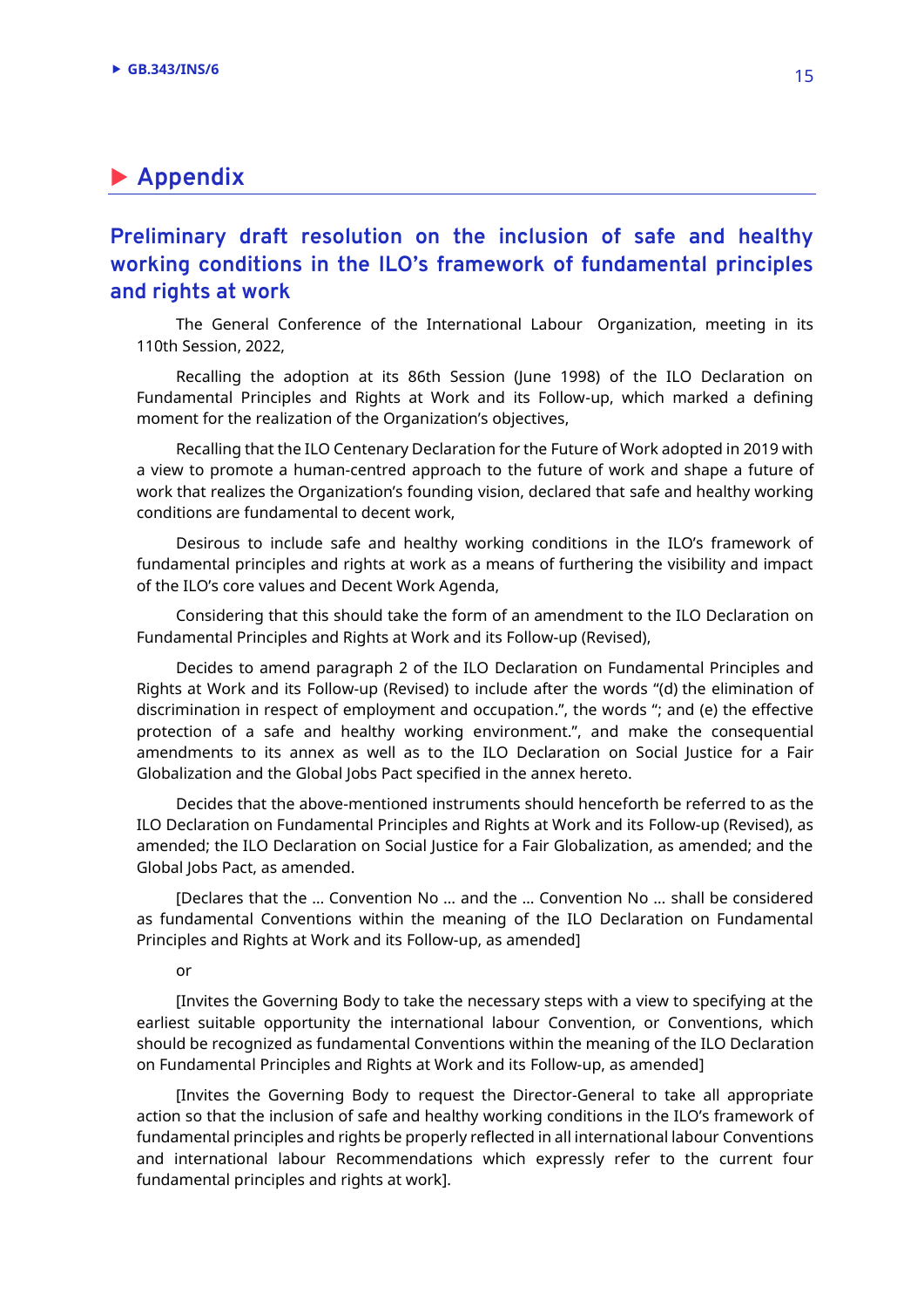# Appendix

## Preliminary draft resolution on the inclusion of safe and healthy working conditions in the ILO's framework of fundamental principles and rights at work

The General Conference of the International Labour Organization, meeting in its 110th Session, 2022,

Recalling the adoption at its 86th Session (June 1998) of the ILO Declaration on Fundamental Principles and Rights at Work and its Follow-up, which marked a defining moment for the realization of the Organization's objectives,

Recalling that the ILO Centenary Declaration for the Future of Work adopted in 2019 with a view to promote a human-centred approach to the future of work and shape a future of work that realizes the Organization's founding vision, declared that safe and healthy working conditions are fundamental to decent work,

Desirous to include safe and healthy working conditions in the ILO's framework of fundamental principles and rights at work as a means of furthering the visibility and impact of the ILO's core values and Decent Work Agenda,

Considering that this should take the form of an amendment to the ILO Declaration on Fundamental Principles and Rights at Work and its Follow-up (Revised),

Decides to amend paragraph 2 of the ILO Declaration on Fundamental Principles and Rights at Work and its Follow-up (Revised) to include after the words "(d) the elimination of discrimination in respect of employment and occupation.", the words "; and (e) the effective protection of a safe and healthy working environment.", and make the consequential amendments to its annex as well as to the ILO Declaration on Social Justice for a Fair Globalization and the Global Jobs Pact specified in the annex hereto.

Decides that the above-mentioned instruments should henceforth be referred to as the ILO Declaration on Fundamental Principles and Rights at Work and its Follow-up (Revised), as amended; the ILO Declaration on Social Justice for a Fair Globalization, as amended; and the Global Jobs Pact, as amended.

[Declares that the … Convention No … and the … Convention No … shall be considered as fundamental Conventions within the meaning of the ILO Declaration on Fundamental Principles and Rights at Work and its Follow-up, as amended]

or

[Invites the Governing Body to take the necessary steps with a view to specifying at the earliest suitable opportunity the international labour Convention, or Conventions, which should be recognized as fundamental Conventions within the meaning of the ILO Declaration on Fundamental Principles and Rights at Work and its Follow-up, as amended]

[Invites the Governing Body to request the Director-General to take all appropriate action so that the inclusion of safe and healthy working conditions in the ILO's framework of fundamental principles and rights be properly reflected in all international labour Conventions and international labour Recommendations which expressly refer to the current four fundamental principles and rights at work].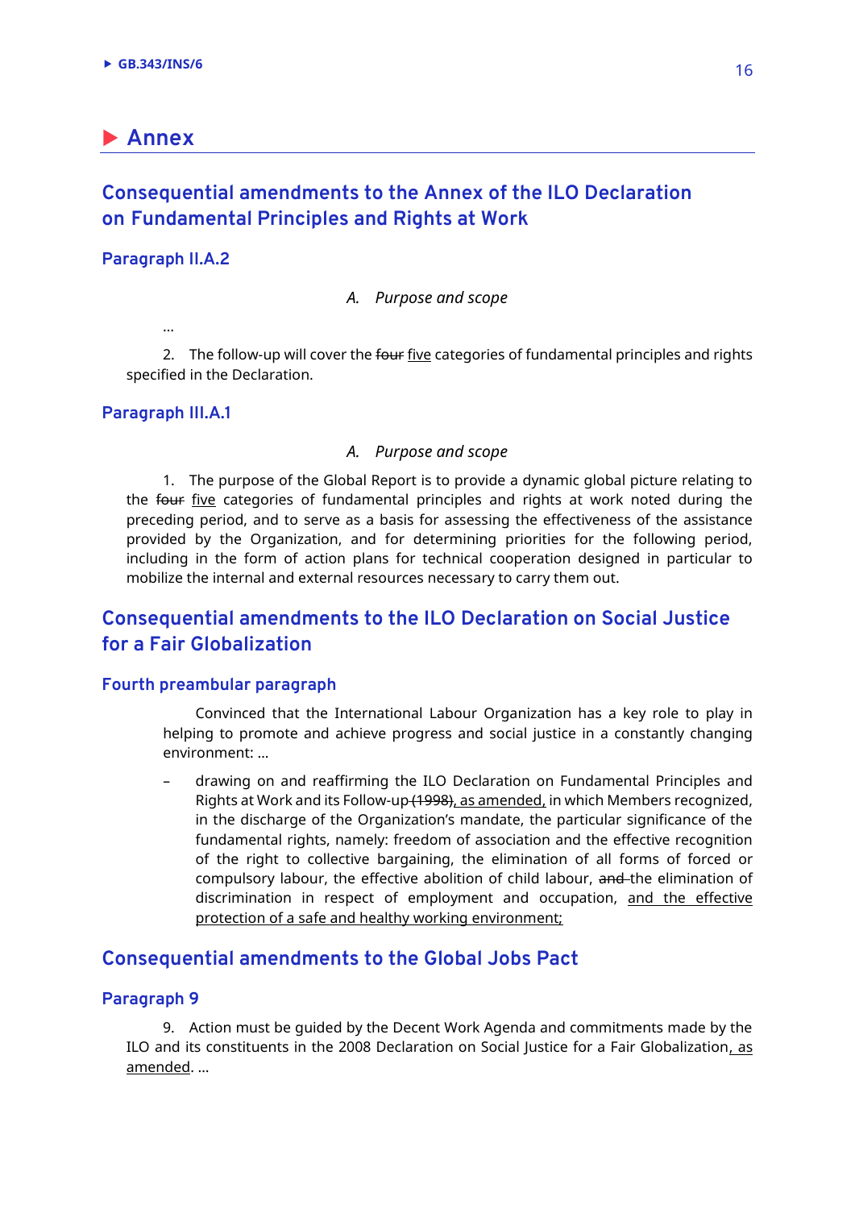# Annex

## Consequential amendments to the Annex of the ILO Declaration on Fundamental Principles and Rights at Work

### Paragraph II.A.2

*A. Purpose and scope*

…

2. The follow-up will cover the ~~four~~ <u>five</u> categories of fundamental principles and rights specified in the Declaration.

### Paragraph III.A.1

*A. Purpose and scope*

1. The purpose of the Global Report is to provide a dynamic global picture relating to the ~~four~~ <u>five</u> categories of fundamental principles and rights at work noted during the preceding period, and to serve as a basis for assessing the effectiveness of the assistance provided by the Organization, and for determining priorities for the following period, including in the form of action plans for technical cooperation designed in particular to mobilize the internal and external resources necessary to carry them out.

## Consequential amendments to the ILO Declaration on Social Justice for a Fair Globalization

### Fourth preambular paragraph

Convinced that the International Labour Organization has a key role to play in helping to promote and achieve progress and social justice in a constantly changing environment: …

– drawing on and reaffirming the ILO Declaration on Fundamental Principles and Rights at Work and its Follow-up ~~(1998)~~<u>, as amended,</u> in which Members recognized, in the discharge of the Organization's mandate, the particular significance of the fundamental rights, namely: freedom of association and the effective recognition of the right to collective bargaining, the elimination of all forms of forced or compulsory labour, the effective abolition of child labour, ~~and~~ the elimination of discrimination in respect of employment and occupation, <u>and the effective protection of a safe and healthy working environment</u>;

## Consequential amendments to the Global Jobs Pact

### Paragraph 9

9. Action must be guided by the Decent Work Agenda and commitments made by the ILO and its constituents in the 2008 Declaration on Social Justice for a Fair Globalization<u>, as amended</u>. …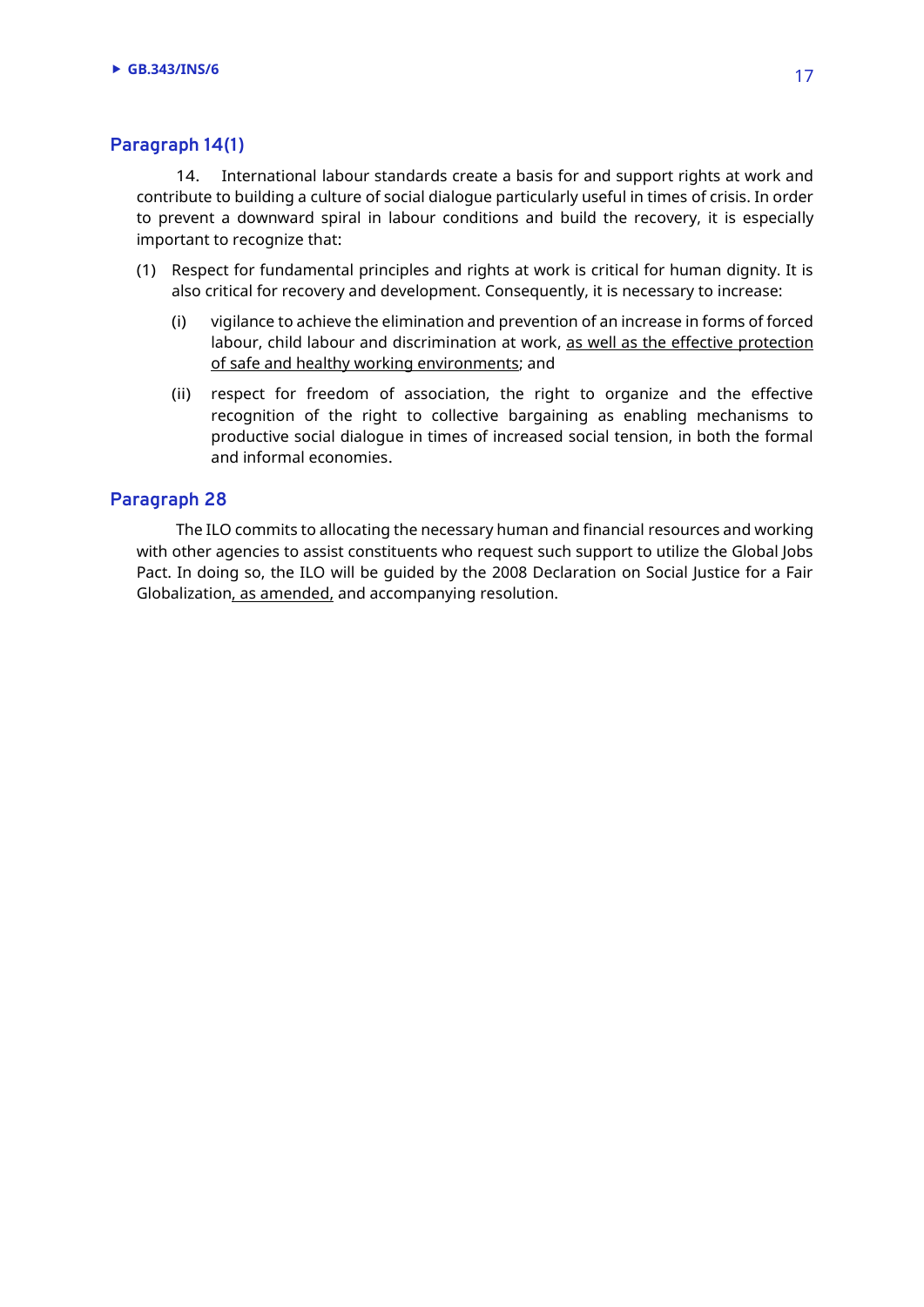## Paragraph 14(1)

14. International labour standards create a basis for and support rights at work and contribute to building a culture of social dialogue particularly useful in times of crisis. In order to prevent a downward spiral in labour conditions and build the recovery, it is especially important to recognize that:

(1) Respect for fundamental principles and rights at work is critical for human dignity. It is also critical for recovery and development. Consequently, it is necessary to increase:

   (i) vigilance to achieve the elimination and prevention of an increase in forms of forced labour, child labour and discrimination at work, <u>as well as the effective protection of safe and healthy working environments</u>; and

   (ii) respect for freedom of association, the right to organize and the effective recognition of the right to collective bargaining as enabling mechanisms to productive social dialogue in times of increased social tension, in both the formal and informal economies.

## Paragraph 28

The ILO commits to allocating the necessary human and financial resources and working with other agencies to assist constituents who request such support to utilize the Global Jobs Pact. In doing so, the ILO will be guided by the 2008 Declaration on Social Justice for a Fair Globalization<u>, as amended,</u> and accompanying resolution.